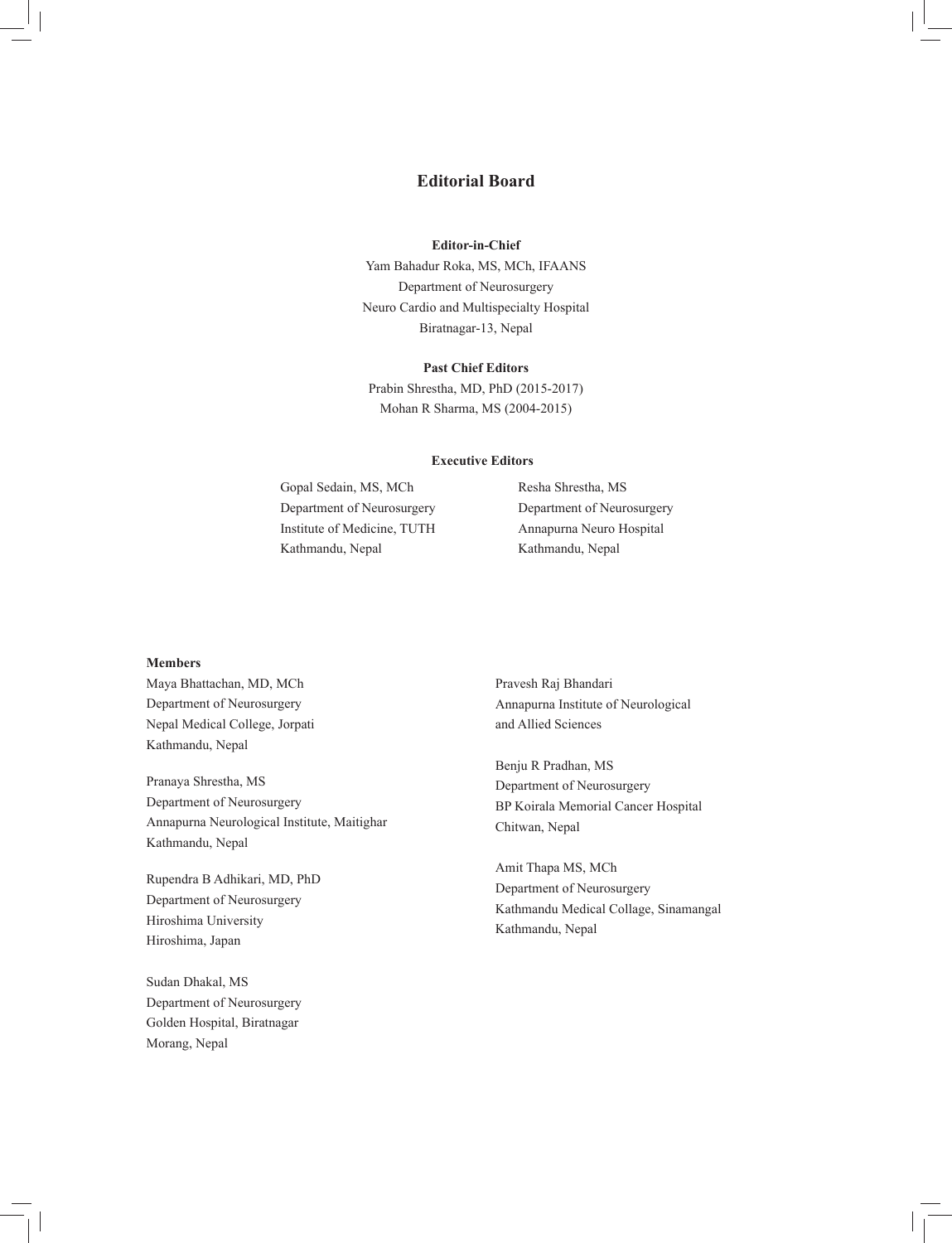# Editorial Board

**Editor-in-Chief**

Yam Bahadur Roka, MS, MCh, IFAANS
Department of Neurosurgery
Neuro Cardio and Multispecialty Hospital
Biratnagar-13, Nepal

**Past Chief Editors**

Prabin Shrestha, MD, PhD (2015-2017)
Mohan R Sharma, MS (2004-2015)

**Executive Editors**

Gopal Sedain, MS, MCh
Department of Neurosurgery
Institute of Medicine, TUTH
Kathmandu, Nepal

Resha Shrestha, MS
Department of Neurosurgery
Annapurna Neuro Hospital
Kathmandu, Nepal

**Members**

Maya Bhattachan, MD, MCh
Department of Neurosurgery
Nepal Medical College, Jorpati
Kathmandu, Nepal

Pranaya Shrestha, MS
Department of Neurosurgery
Annapurna Neurological Institute, Maitighar
Kathmandu, Nepal

Rupendra B Adhikari, MD, PhD
Department of Neurosurgery
Hiroshima University
Hiroshima, Japan

Sudan Dhakal, MS
Department of Neurosurgery
Golden Hospital, Biratnagar
Morang, Nepal

Pravesh Raj Bhandari
Annapurna Institute of Neurological
and Allied Sciences

Benju R Pradhan, MS
Department of Neurosurgery
BP Koirala Memorial Cancer Hospital
Chitwan, Nepal

Amit Thapa MS, MCh
Department of Neurosurgery
Kathmandu Medical Collage, Sinamangal
Kathmandu, Nepal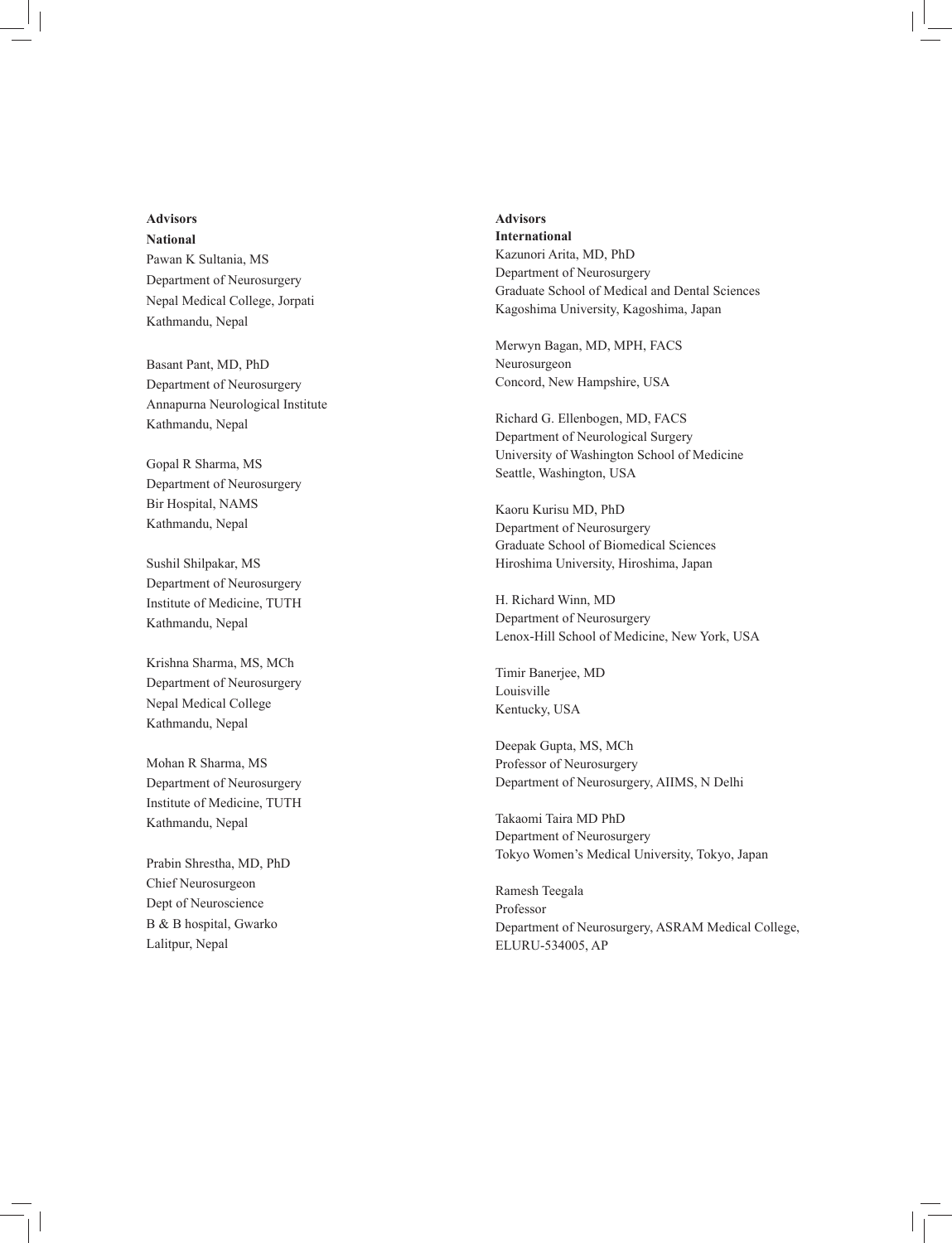## Advisors

### National

Pawan K Sultania, MS
Department of Neurosurgery
Nepal Medical College, Jorpati
Kathmandu, Nepal

Basant Pant, MD, PhD
Department of Neurosurgery
Annapurna Neurological Institute
Kathmandu, Nepal

Gopal R Sharma, MS
Department of Neurosurgery
Bir Hospital, NAMS
Kathmandu, Nepal

Sushil Shilpakar, MS
Department of Neurosurgery
Institute of Medicine, TUTH
Kathmandu, Nepal

Krishna Sharma, MS, MCh
Department of Neurosurgery
Nepal Medical College
Kathmandu, Nepal

Mohan R Sharma, MS
Department of Neurosurgery
Institute of Medicine, TUTH
Kathmandu, Nepal

Prabin Shrestha, MD, PhD
Chief Neurosurgeon
Dept of Neuroscience
B & B hospital, Gwarko
Lalitpur, Nepal

## Advisors

### International

Kazunori Arita, MD, PhD
Department of Neurosurgery
Graduate School of Medical and Dental Sciences
Kagoshima University, Kagoshima, Japan

Merwyn Bagan, MD, MPH, FACS
Neurosurgeon
Concord, New Hampshire, USA

Richard G. Ellenbogen, MD, FACS
Department of Neurological Surgery
University of Washington School of Medicine
Seattle, Washington, USA

Kaoru Kurisu MD, PhD
Department of Neurosurgery
Graduate School of Biomedical Sciences
Hiroshima University, Hiroshima, Japan

H. Richard Winn, MD
Department of Neurosurgery
Lenox-Hill School of Medicine, New York, USA

Timir Banerjee, MD
Louisville
Kentucky, USA

Deepak Gupta, MS, MCh
Professor of Neurosurgery
Department of Neurosurgery, AIIMS, N Delhi

Takaomi Taira MD PhD
Department of Neurosurgery
Tokyo Women's Medical University, Tokyo, Japan

Ramesh Teegala
Professor
Department of Neurosurgery, ASRAM Medical College,
ELURU-534005, AP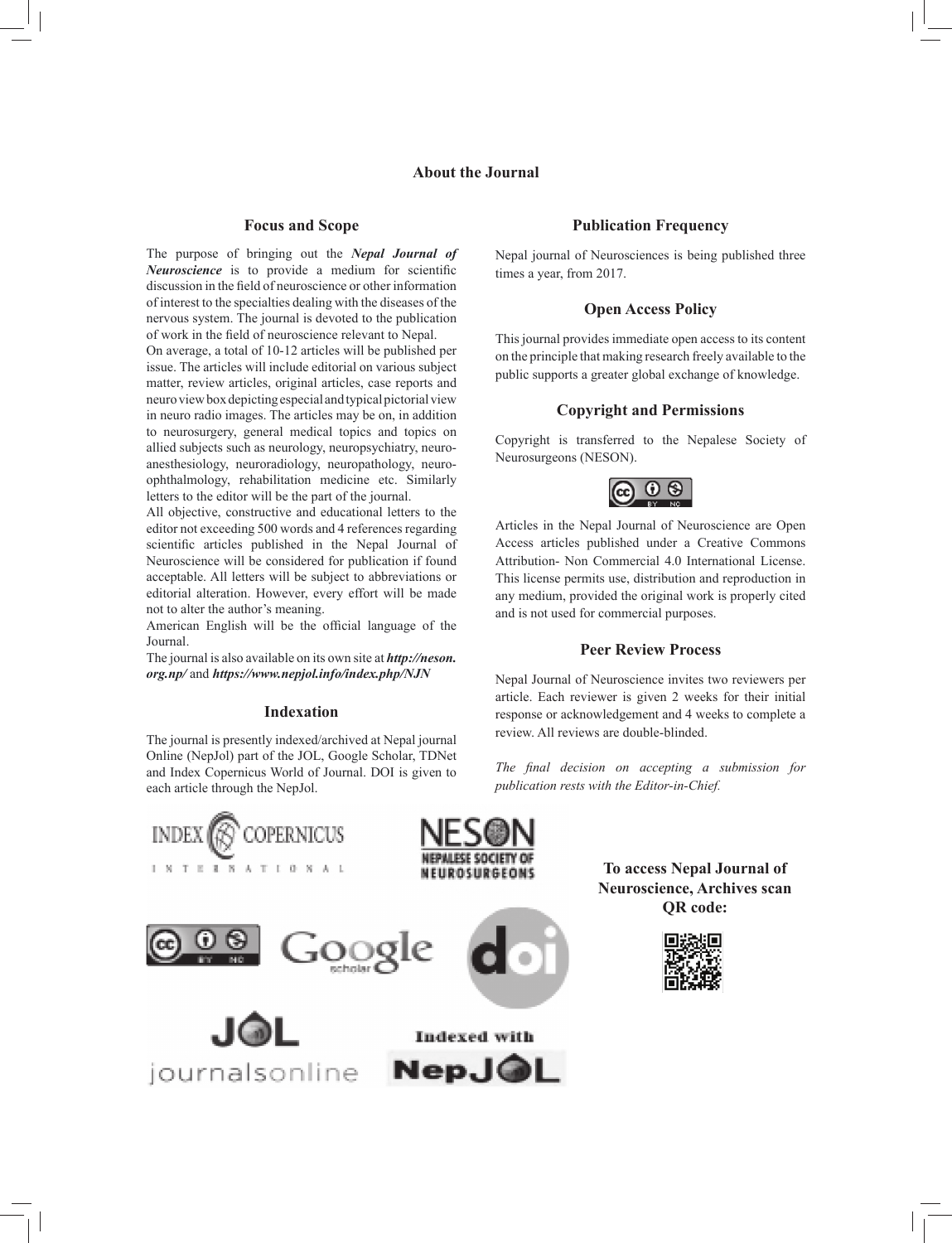# About the Journal

## Focus and Scope

The purpose of bringing out the ***Nepal Journal of Neuroscience*** is to provide a medium for scientific discussion in the field of neuroscience or other information of interest to the specialties dealing with the diseases of the nervous system. The journal is devoted to the publication of work in the field of neuroscience relevant to Nepal.

On average, a total of 10-12 articles will be published per issue. The articles will include editorial on various subject matter, review articles, original articles, case reports and neuro view box depicting especial and typical pictorial view in neuro radio images. The articles may be on, in addition to neurosurgery, general medical topics and topics on allied subjects such as neurology, neuropsychiatry, neuro-anesthesiology, neuroradiology, neuropathology, neuro-ophthalmology, rehabilitation medicine etc. Similarly letters to the editor will be the part of the journal.

All objective, constructive and educational letters to the editor not exceeding 500 words and 4 references regarding scientific articles published in the Nepal Journal of Neuroscience will be considered for publication if found acceptable. All letters will be subject to abbreviations or editorial alteration. However, every effort will be made not to alter the author's meaning.

American English will be the official language of the Journal.

The journal is also available on its own site at ***http://neson.org.np/*** and ***https://www.nepjol.info/index.php/NJN***

## Indexation

The journal is presently indexed/archived at Nepal journal Online (NepJol) part of the JOL, Google Scholar, TDNet and Index Copernicus World of Journal. DOI is given to each article through the NepJol.

## Publication Frequency

Nepal journal of Neurosciences is being published three times a year, from 2017.

## Open Access Policy

This journal provides immediate open access to its content on the principle that making research freely available to the public supports a greater global exchange of knowledge.

## Copyright and Permissions

Copyright is transferred to the Nepalese Society of Neurosurgeons (NESON).

Articles in the Nepal Journal of Neuroscience are Open Access articles published under a Creative Commons Attribution- Non Commercial 4.0 International License. This license permits use, distribution and reproduction in any medium, provided the original work is properly cited and is not used for commercial purposes.

## Peer Review Process

Nepal Journal of Neuroscience invites two reviewers per article. Each reviewer is given 2 weeks for their initial response or acknowledgement and 4 weeks to complete a review. All reviews are double-blinded.

*The final decision on accepting a submission for publication rests with the Editor-in-Chief.*

INDEX COPERNICUS INTERNATIONAL

NESON NEPALESE SOCIETY OF NEUROSURGEONS

Google scholar

doi

JOL journalsonline

Indexed with NepJOL

**To access Nepal Journal of Neuroscience, Archives scan QR code:**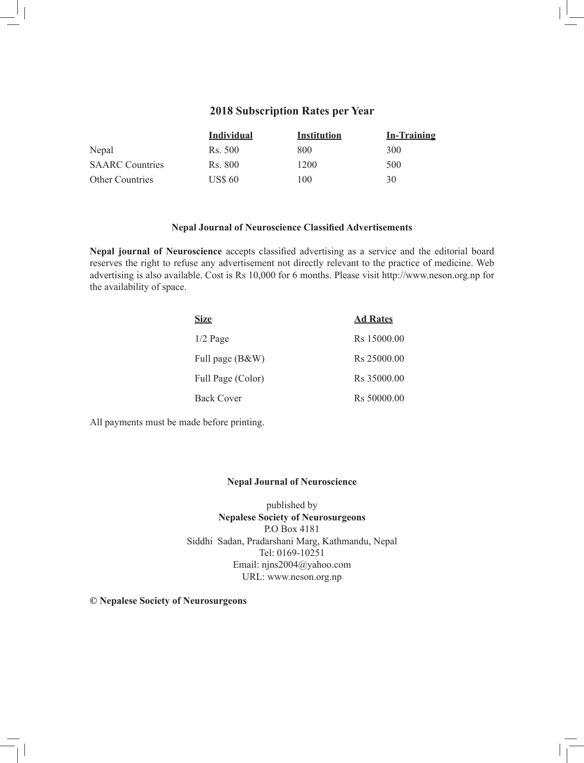## 2018 Subscription Rates per Year

| | **Individual** | **Institution** | **In-Training** |
|---|---|---|---|
| Nepal | Rs. 500 | 800 | 300 |
| SAARC Countries | Rs. 800 | 1200 | 500 |
| Other Countries | US$ 60 | 100 | 30 |

### Nepal Journal of Neuroscience Classified Advertisements

**Nepal journal of Neuroscience** accepts classified advertising as a service and the editorial board reserves the right to refuse any advertisement not directly relevant to the practice of medicine. Web advertising is also available. Cost is Rs 10,000 for 6 months. Please visit http://www.neson.org.np for the availability of space.

| **Size** | **Ad Rates** |
|---|---|
| 1/2 Page | Rs 15000.00 |
| Full page (B&W) | Rs 25000.00 |
| Full Page (Color) | Rs 35000.00 |
| Back Cover | Rs 50000.00 |

All payments must be made before printing.

**Nepal Journal of Neuroscience**

published by
**Nepalese Society of Neurosurgeons**
P.O Box 4181
Siddhi Sadan, Pradarshani Marg, Kathmandu, Nepal
Tel: 0169-10251
Email: njns2004@yahoo.com
URL: www.neson.org.np

**© Nepalese Society of Neurosurgeons**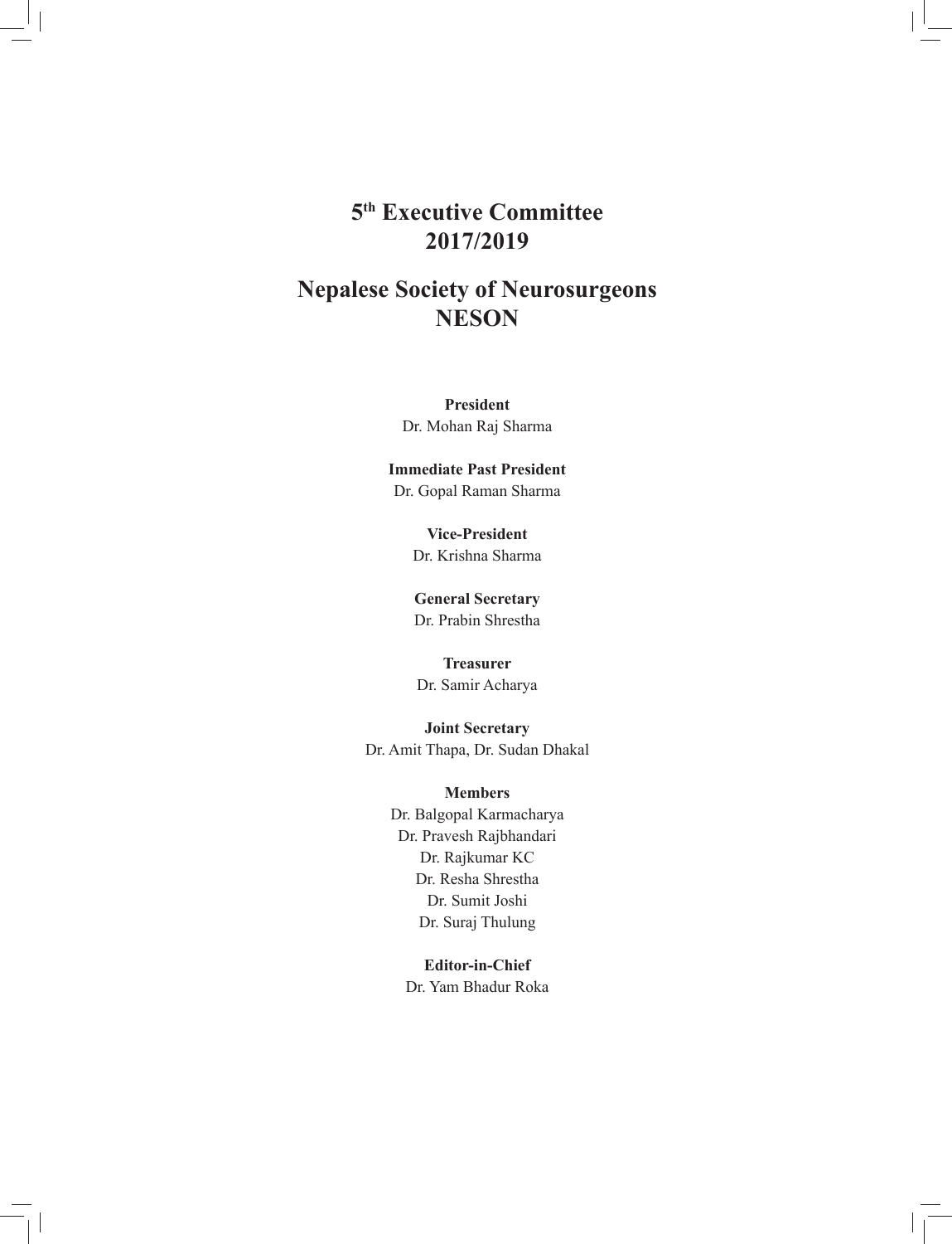# 5th Executive Committee
# 2017/2019

# Nepalese Society of Neurosurgeons
# NESON

**President**
Dr. Mohan Raj Sharma

**Immediate Past President**
Dr. Gopal Raman Sharma

**Vice-President**
Dr. Krishna Sharma

**General Secretary**
Dr. Prabin Shrestha

**Treasurer**
Dr. Samir Acharya

**Joint Secretary**
Dr. Amit Thapa, Dr. Sudan Dhakal

**Members**
Dr. Balgopal Karmacharya
Dr. Pravesh Rajbhandari
Dr. Rajkumar KC
Dr. Resha Shrestha
Dr. Sumit Joshi
Dr. Suraj Thulung

**Editor-in-Chief**
Dr. Yam Bhadur Roka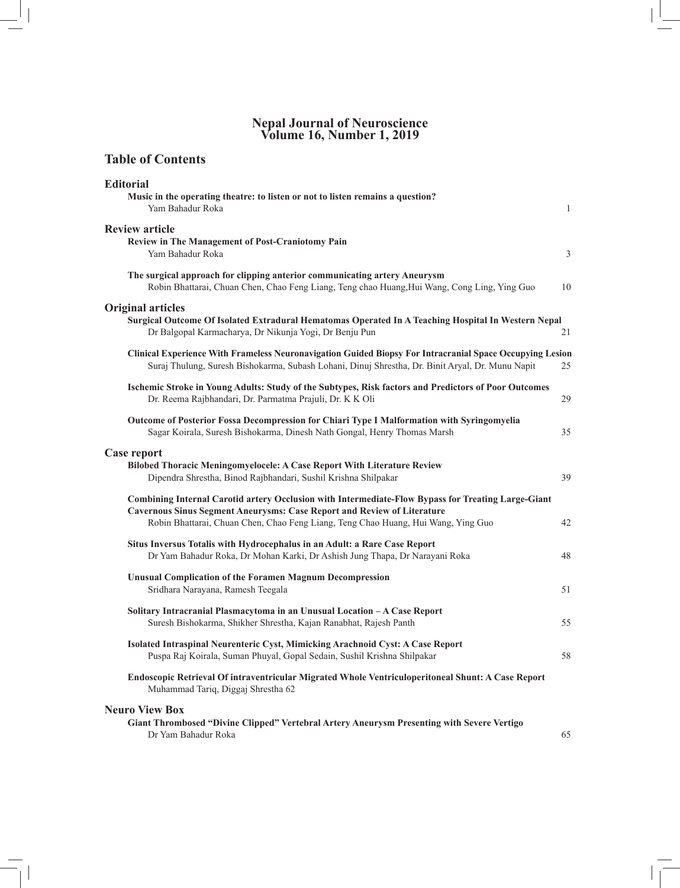# Nepal Journal of Neuroscience
# Volume 16, Number 1, 2019

## Table of Contents

### Editorial

**Music in the operating theatre: to listen or not to listen remains a question?**
Yam Bahadur Roka 1

### Review article

**Review in The Management of Post-Craniotomy Pain**
Yam Bahadur Roka 3

**The surgical approach for clipping anterior communicating artery Aneurysm**
Robin Bhattarai, Chuan Chen, Chao Feng Liang, Teng chao Huang,Hui Wang, Cong Ling, Ying Guo 10

### Original articles

**Surgical Outcome Of Isolated Extradural Hematomas Operated In A Teaching Hospital In Western Nepal**
Dr Balgopal Karmacharya, Dr Nikunja Yogi, Dr Benju Pun 21

**Clinical Experience With Frameless Neuronavigation Guided Biopsy For Intracranial Space Occupying Lesion**
Suraj Thulung, Suresh Bishokarma, Subash Lohani, Dinuj Shrestha, Dr. Binit Aryal, Dr. Munu Napit 25

**Ischemic Stroke in Young Adults: Study of the Subtypes, Risk factors and Predictors of Poor Outcomes**
Dr. Reema Rajbhandari, Dr. Parmatma Prajuli, Dr. K K Oli 29

**Outcome of Posterior Fossa Decompression for Chiari Type I Malformation with Syringomyelia**
Sagar Koirala, Suresh Bishokarma, Dinesh Nath Gongal, Henry Thomas Marsh 35

### Case report

**Bilobed Thoracic Meningomyelocele: A Case Report With Literature Review**
Dipendra Shrestha, Binod Rajbhandari, Sushil Krishna Shilpakar 39

**Combining Internal Carotid artery Occlusion with Intermediate-Flow Bypass for Treating Large-Giant Cavernous Sinus Segment Aneurysms: Case Report and Review of Literature**
Robin Bhattarai, Chuan Chen, Chao Feng Liang, Teng Chao Huang, Hui Wang, Ying Guo 42

**Situs Inversus Totalis with Hydrocephalus in an Adult: a Rare Case Report**
Dr Yam Bahadur Roka, Dr Mohan Karki, Dr Ashish Jung Thapa, Dr Narayani Roka 48

**Unusual Complication of the Foramen Magnum Decompression**
Sridhara Narayana, Ramesh Teegala 51

**Solitary Intracranial Plasmacytoma in an Unusual Location – A Case Report**
Suresh Bishokarma, Shikher Shrestha, Kajan Ranabhat, Rajesh Panth 55

**Isolated Intraspinal Neurenteric Cyst, Mimicking Arachnoid Cyst: A Case Report**
Puspa Raj Koirala, Suman Phuyal, Gopal Sedain, Sushil Krishna Shilpakar 58

**Endoscopic Retrieval Of intraventricular Migrated Whole Ventriculoperitoneal Shunt: A Case Report**
Muhammad Tariq, Diggaj Shrestha 62

### Neuro View Box

**Giant Thrombosed "Divine Clipped" Vertebral Artery Aneurysm Presenting with Severe Vertigo**
Dr Yam Bahadur Roka 65